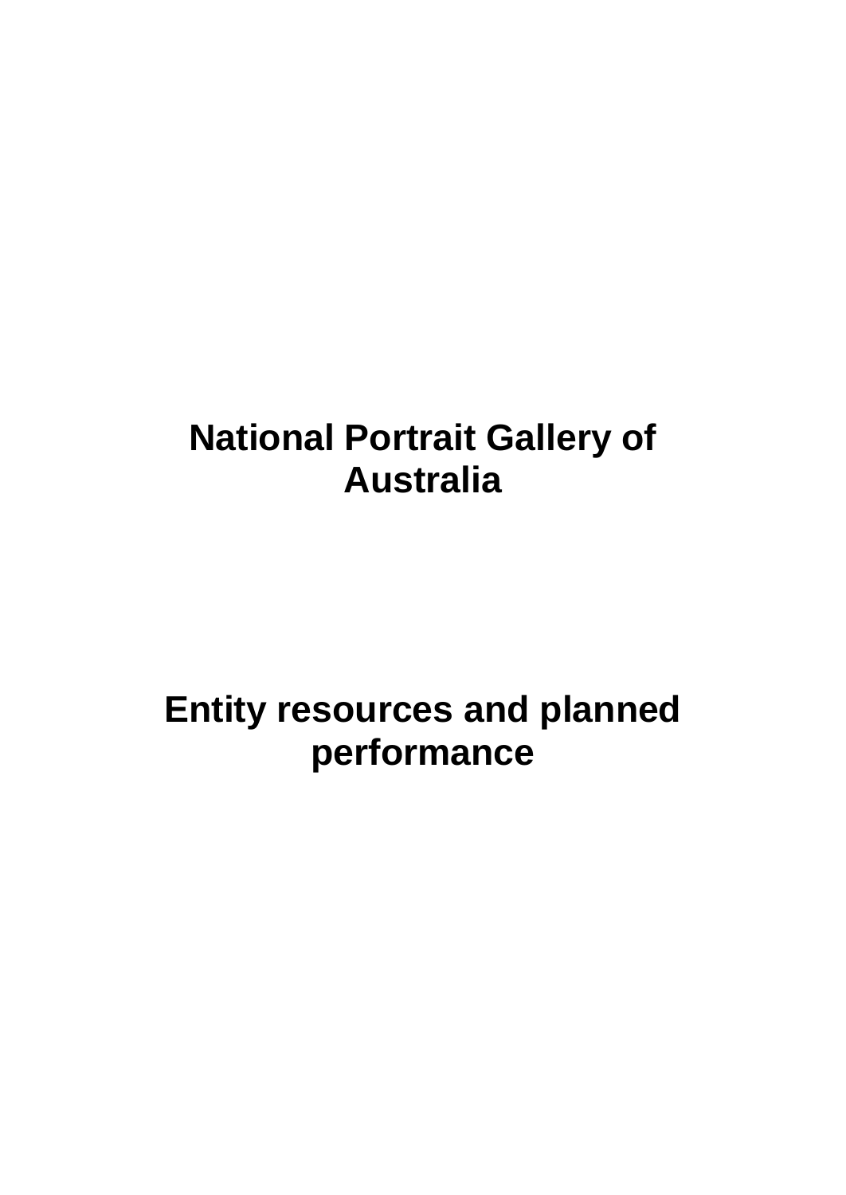# National Portrait Gallery of Australia

# Entity resources and planned performance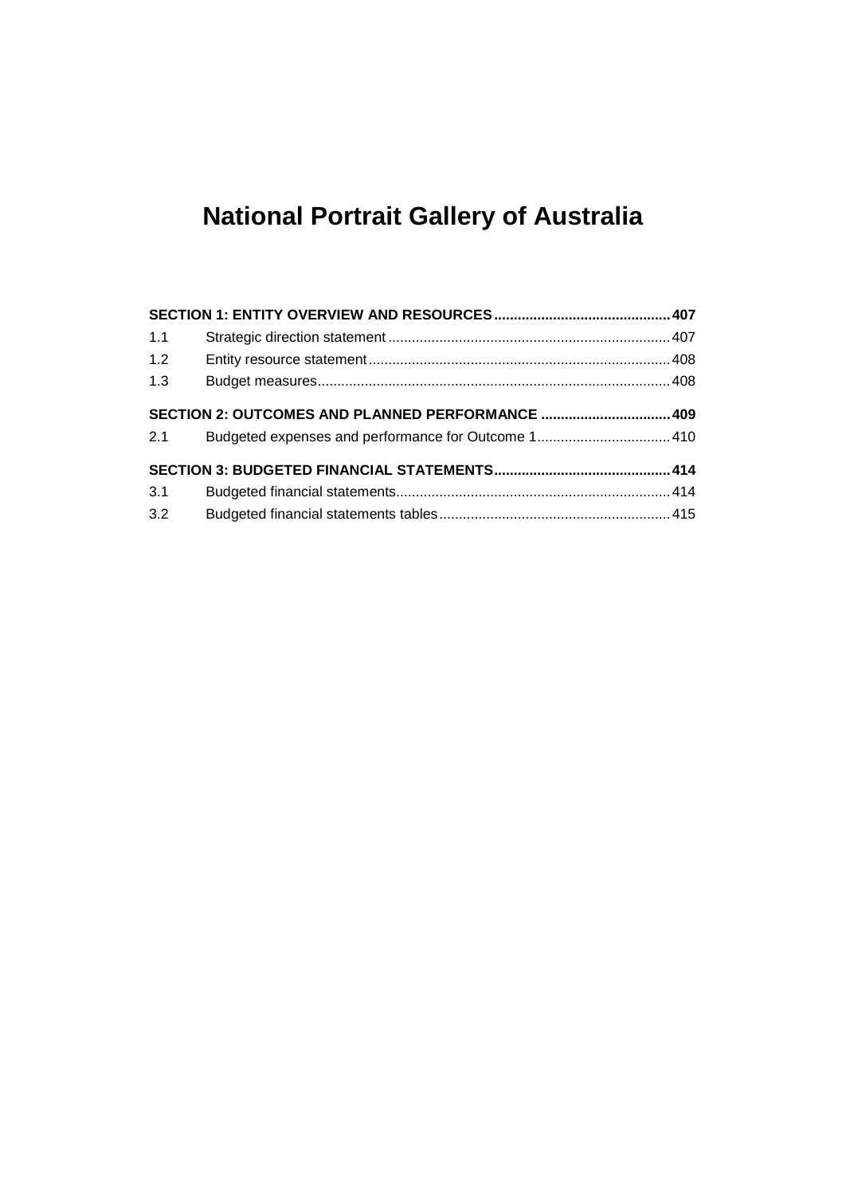# National Portrait Gallery of Australia

| | | |
|---|---|---|
| **SECTION 1: ENTITY OVERVIEW AND RESOURCES** | | **407** |
| 1.1 | Strategic direction statement | 407 |
| 1.2 | Entity resource statement | 408 |
| 1.3 | Budget measures | 408 |
| **SECTION 2: OUTCOMES AND PLANNED PERFORMANCE** | | **409** |
| 2.1 | Budgeted expenses and performance for Outcome 1 | 410 |
| **SECTION 3: BUDGETED FINANCIAL STATEMENTS** | | **414** |
| 3.1 | Budgeted financial statements | 414 |
| 3.2 | Budgeted financial statements tables | 415 |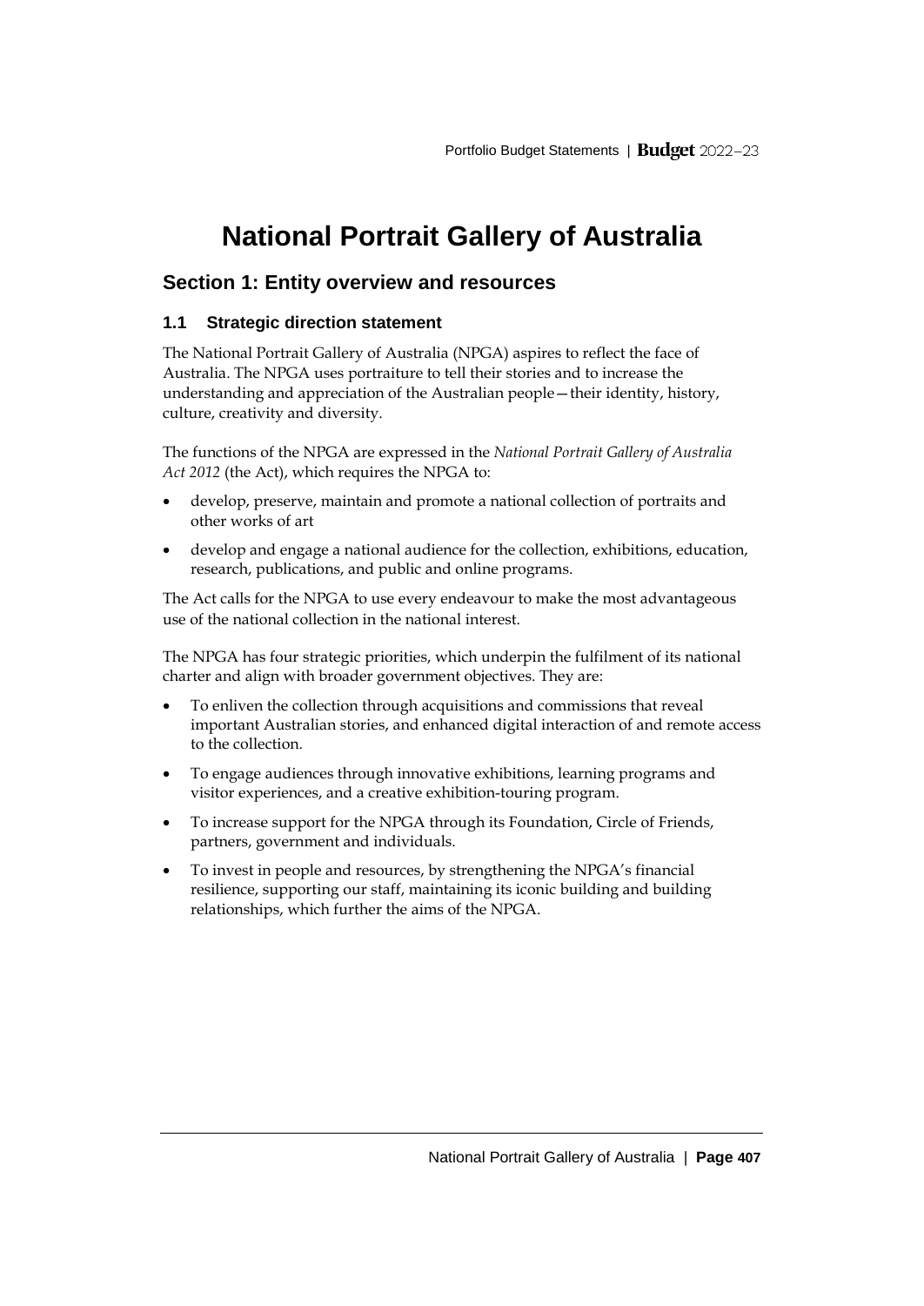# National Portrait Gallery of Australia

## Section 1: Entity overview and resources

### 1.1 Strategic direction statement

The National Portrait Gallery of Australia (NPGA) aspires to reflect the face of Australia. The NPGA uses portraiture to tell their stories and to increase the understanding and appreciation of the Australian people—their identity, history, culture, creativity and diversity.

The functions of the NPGA are expressed in the *National Portrait Gallery of Australia Act 2012* (the Act), which requires the NPGA to:

- develop, preserve, maintain and promote a national collection of portraits and other works of art
- develop and engage a national audience for the collection, exhibitions, education, research, publications, and public and online programs.

The Act calls for the NPGA to use every endeavour to make the most advantageous use of the national collection in the national interest.

The NPGA has four strategic priorities, which underpin the fulfilment of its national charter and align with broader government objectives. They are:

- To enliven the collection through acquisitions and commissions that reveal important Australian stories, and enhanced digital interaction of and remote access to the collection.
- To engage audiences through innovative exhibitions, learning programs and visitor experiences, and a creative exhibition-touring program.
- To increase support for the NPGA through its Foundation, Circle of Friends, partners, government and individuals.
- To invest in people and resources, by strengthening the NPGA's financial resilience, supporting our staff, maintaining its iconic building and building relationships, which further the aims of the NPGA.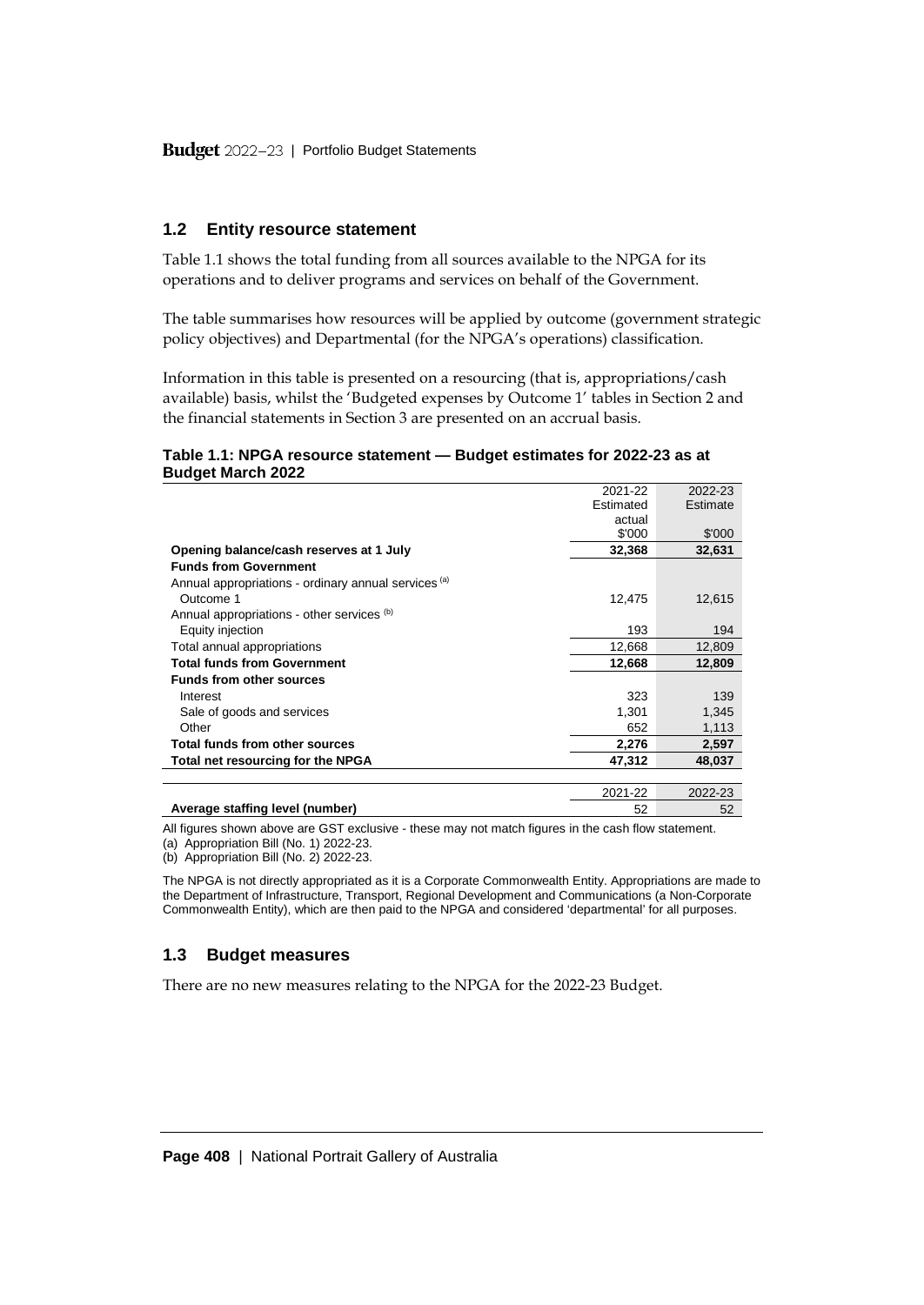## 1.2 Entity resource statement

Table 1.1 shows the total funding from all sources available to the NPGA for its operations and to deliver programs and services on behalf of the Government.

The table summarises how resources will be applied by outcome (government strategic policy objectives) and Departmental (for the NPGA's operations) classification.

Information in this table is presented on a resourcing (that is, appropriations/cash available) basis, whilst the 'Budgeted expenses by Outcome 1' tables in Section 2 and the financial statements in Section 3 are presented on an accrual basis.

**Table 1.1: NPGA resource statement — Budget estimates for 2022-23 as at Budget March 2022**

| | 2021-22 Estimated actual $'000 | 2022-23 Estimate $'000 |
|---|---|---|
| **Opening balance/cash reserves at 1 July** | **32,368** | **32,631** |
| **Funds from Government** | | |
| Annual appropriations - ordinary annual services [(a)] | | |
| Outcome 1 | 12,475 | 12,615 |
| Annual appropriations - other services [(b)] | | |
| Equity injection | 193 | 194 |
| Total annual appropriations | 12,668 | 12,809 |
| **Total funds from Government** | **12,668** | **12,809** |
| **Funds from other sources** | | |
| Interest | 323 | 139 |
| Sale of goods and services | 1,301 | 1,345 |
| Other | 652 | 1,113 |
| **Total funds from other sources** | **2,276** | **2,597** |
| **Total net resourcing for the NPGA** | **47,312** | **48,037** |
| | | |
| | 2021-22 | 2022-23 |
| **Average staffing level (number)** | 52 | 52 |

All figures shown above are GST exclusive - these may not match figures in the cash flow statement.
(a) Appropriation Bill (No. 1) 2022-23.
(b) Appropriation Bill (No. 2) 2022-23.

The NPGA is not directly appropriated as it is a Corporate Commonwealth Entity. Appropriations are made to the Department of Infrastructure, Transport, Regional Development and Communications (a Non-Corporate Commonwealth Entity), which are then paid to the NPGA and considered 'departmental' for all purposes.

## 1.3 Budget measures

There are no new measures relating to the NPGA for the 2022-23 Budget.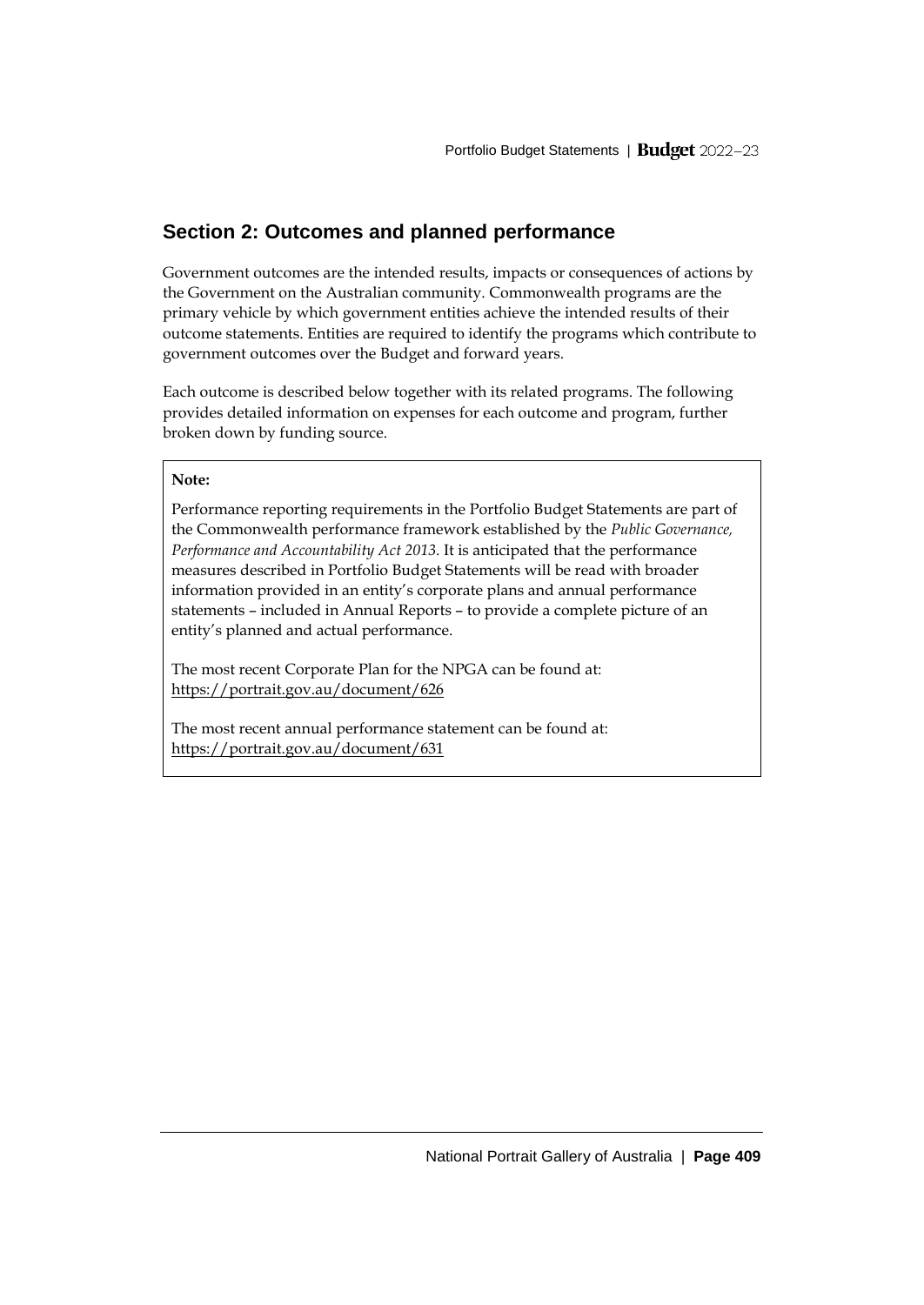## Section 2: Outcomes and planned performance

Government outcomes are the intended results, impacts or consequences of actions by the Government on the Australian community. Commonwealth programs are the primary vehicle by which government entities achieve the intended results of their outcome statements. Entities are required to identify the programs which contribute to government outcomes over the Budget and forward years.

Each outcome is described below together with its related programs. The following provides detailed information on expenses for each outcome and program, further broken down by funding source.

**Note:**

Performance reporting requirements in the Portfolio Budget Statements are part of the Commonwealth performance framework established by the *Public Governance, Performance and Accountability Act 2013*. It is anticipated that the performance measures described in Portfolio Budget Statements will be read with broader information provided in an entity's corporate plans and annual performance statements – included in Annual Reports – to provide a complete picture of an entity's planned and actual performance.

The most recent Corporate Plan for the NPGA can be found at: https://portrait.gov.au/document/626

The most recent annual performance statement can be found at: https://portrait.gov.au/document/631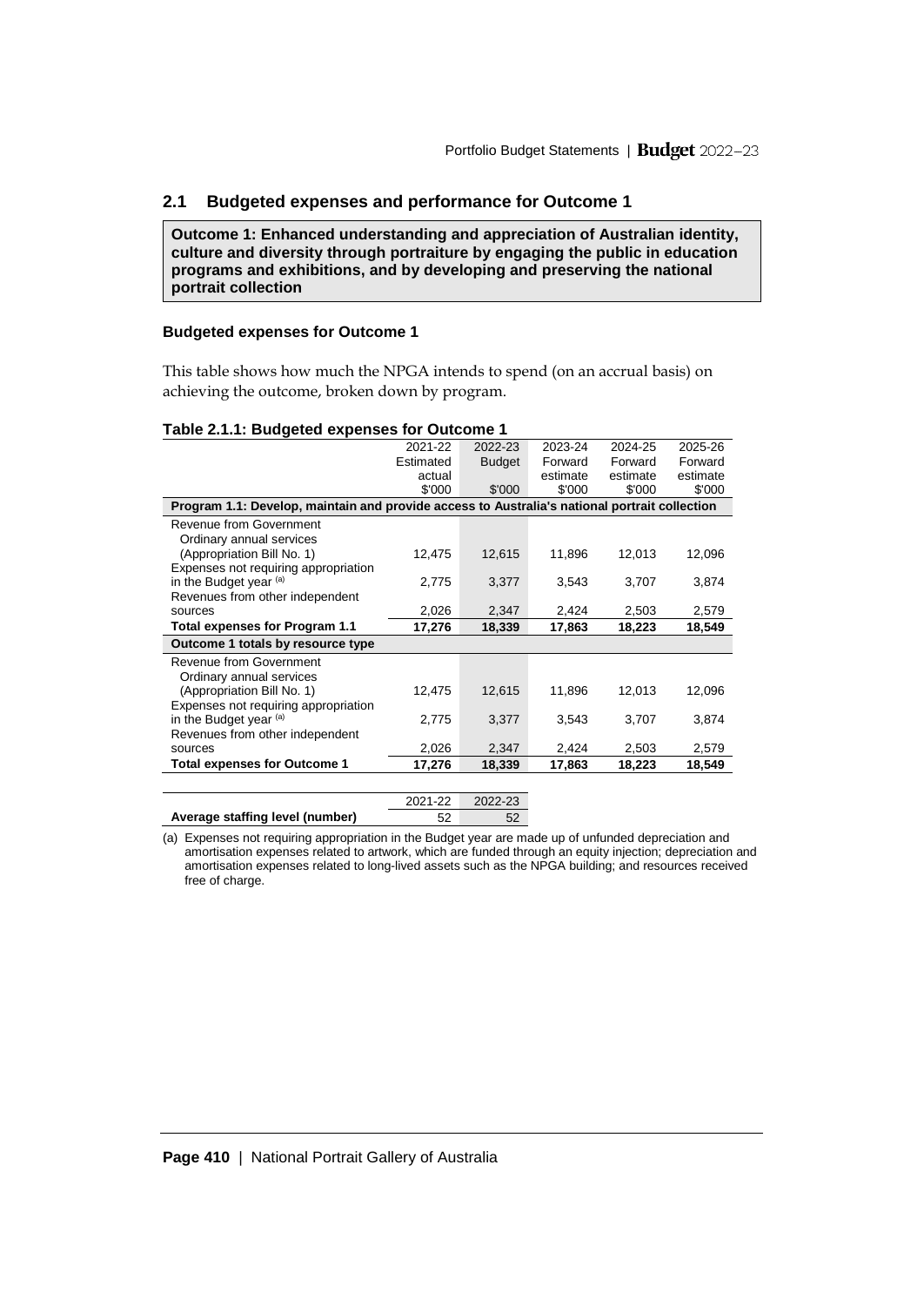## 2.1 Budgeted expenses and performance for Outcome 1

**Outcome 1: Enhanced understanding and appreciation of Australian identity, culture and diversity through portraiture by engaging the public in education programs and exhibitions, and by developing and preserving the national portrait collection**

### Budgeted expenses for Outcome 1

This table shows how much the NPGA intends to spend (on an accrual basis) on achieving the outcome, broken down by program.

**Table 2.1.1: Budgeted expenses for Outcome 1**

| | 2021-22 Estimated actual $'000 | 2022-23 Budget $'000 | 2023-24 Forward estimate $'000 | 2024-25 Forward estimate $'000 | 2025-26 Forward estimate $'000 |
|---|---|---|---|---|---|
| **Program 1.1: Develop, maintain and provide access to Australia's national portrait collection** | | | | | |
| Revenue from Government | | | | | |
| Ordinary annual services (Appropriation Bill No. 1) | 12,475 | 12,615 | 11,896 | 12,013 | 12,096 |
| Expenses not requiring appropriation in the Budget year (a) | 2,775 | 3,377 | 3,543 | 3,707 | 3,874 |
| Revenues from other independent sources | 2,026 | 2,347 | 2,424 | 2,503 | 2,579 |
| **Total expenses for Program 1.1** | **17,276** | **18,339** | **17,863** | **18,223** | **18,549** |
| **Outcome 1 totals by resource type** | | | | | |
| Revenue from Government | | | | | |
| Ordinary annual services (Appropriation Bill No. 1) | 12,475 | 12,615 | 11,896 | 12,013 | 12,096 |
| Expenses not requiring appropriation in the Budget year (a) | 2,775 | 3,377 | 3,543 | 3,707 | 3,874 |
| Revenues from other independent sources | 2,026 | 2,347 | 2,424 | 2,503 | 2,579 |
| **Total expenses for Outcome 1** | **17,276** | **18,339** | **17,863** | **18,223** | **18,549** |

| | 2021-22 | 2022-23 |
|---|---|---|
| **Average staffing level (number)** | 52 | 52 |

(a) Expenses not requiring appropriation in the Budget year are made up of unfunded depreciation and amortisation expenses related to artwork, which are funded through an equity injection; depreciation and amortisation expenses related to long-lived assets such as the NPGA building; and resources received free of charge.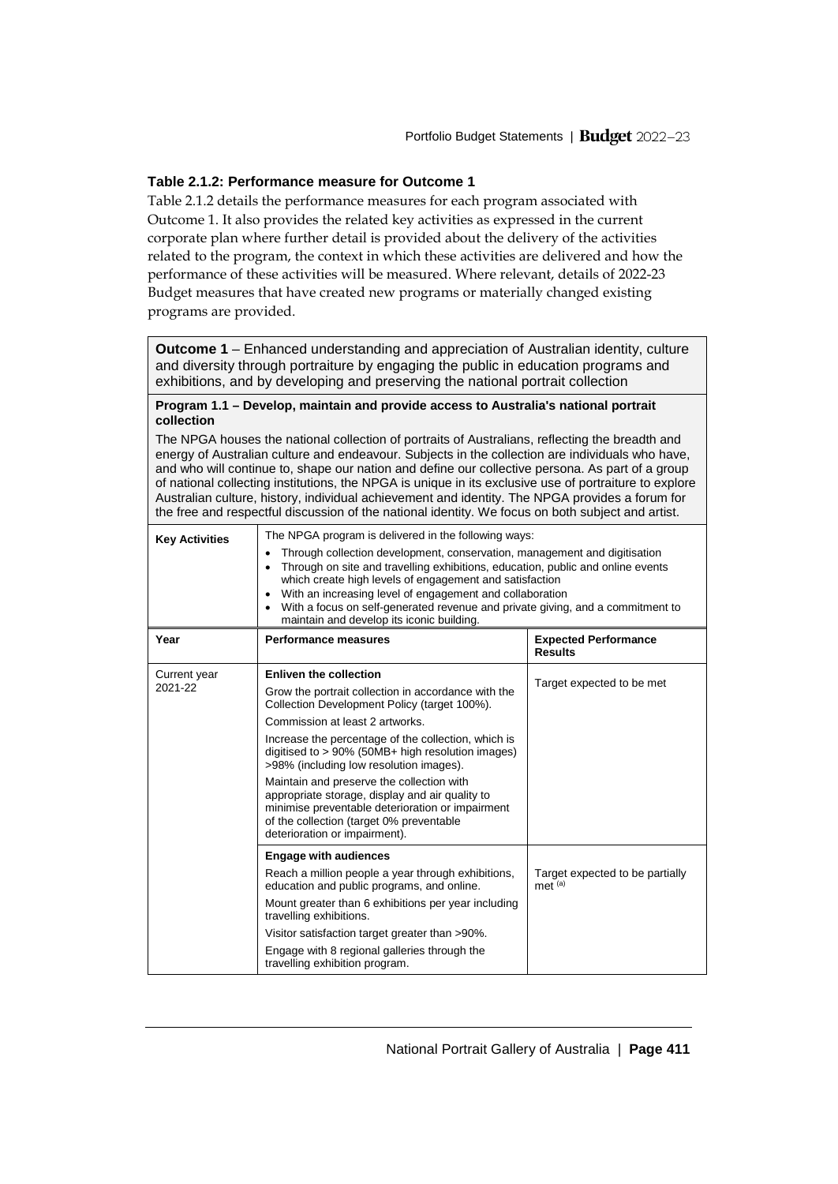#### Table 2.1.2: Performance measure for Outcome 1

Table 2.1.2 details the performance measures for each program associated with Outcome 1. It also provides the related key activities as expressed in the current corporate plan where further detail is provided about the delivery of the activities related to the program, the context in which these activities are delivered and how the performance of these activities will be measured. Where relevant, details of 2022-23 Budget measures that have created new programs or materially changed existing programs are provided.

**Outcome 1** – Enhanced understanding and appreciation of Australian identity, culture and diversity through portraiture by engaging the public in education programs and exhibitions, and by developing and preserving the national portrait collection

**Program 1.1 – Develop, maintain and provide access to Australia's national portrait collection**

The NPGA houses the national collection of portraits of Australians, reflecting the breadth and energy of Australian culture and endeavour. Subjects in the collection are individuals who have, and who will continue to, shape our nation and define our collective persona. As part of a group of national collecting institutions, the NPGA is unique in its exclusive use of portraiture to explore Australian culture, history, individual achievement and identity. The NPGA provides a forum for the free and respectful discussion of the national identity. We focus on both subject and artist.

| Key Activities | The NPGA program is delivered in the following ways:<br>• Through collection development, conservation, management and digitisation<br>• Through on site and travelling exhibitions, education, public and online events which create high levels of engagement and satisfaction<br>• With an increasing level of engagement and collaboration<br>• With a focus on self-generated revenue and private giving, and a commitment to maintain and develop its iconic building. | |
|---|---|---|
| **Year** | **Performance measures** | **Expected Performance Results** |
| Current year 2021-22 | **Enliven the collection**<br>Grow the portrait collection in accordance with the Collection Development Policy (target 100%).<br>Commission at least 2 artworks.<br>Increase the percentage of the collection, which is digitised to > 90% (50MB+ high resolution images) >98% (including low resolution images).<br>Maintain and preserve the collection with appropriate storage, display and air quality to minimise preventable deterioration or impairment of the collection (target 0% preventable deterioration or impairment). | Target expected to be met |
| | **Engage with audiences**<br>Reach a million people a year through exhibitions, education and public programs, and online.<br>Mount greater than 6 exhibitions per year including travelling exhibitions.<br>Visitor satisfaction target greater than >90%.<br>Engage with 8 regional galleries through the travelling exhibition program. | Target expected to be partially met [(a)] |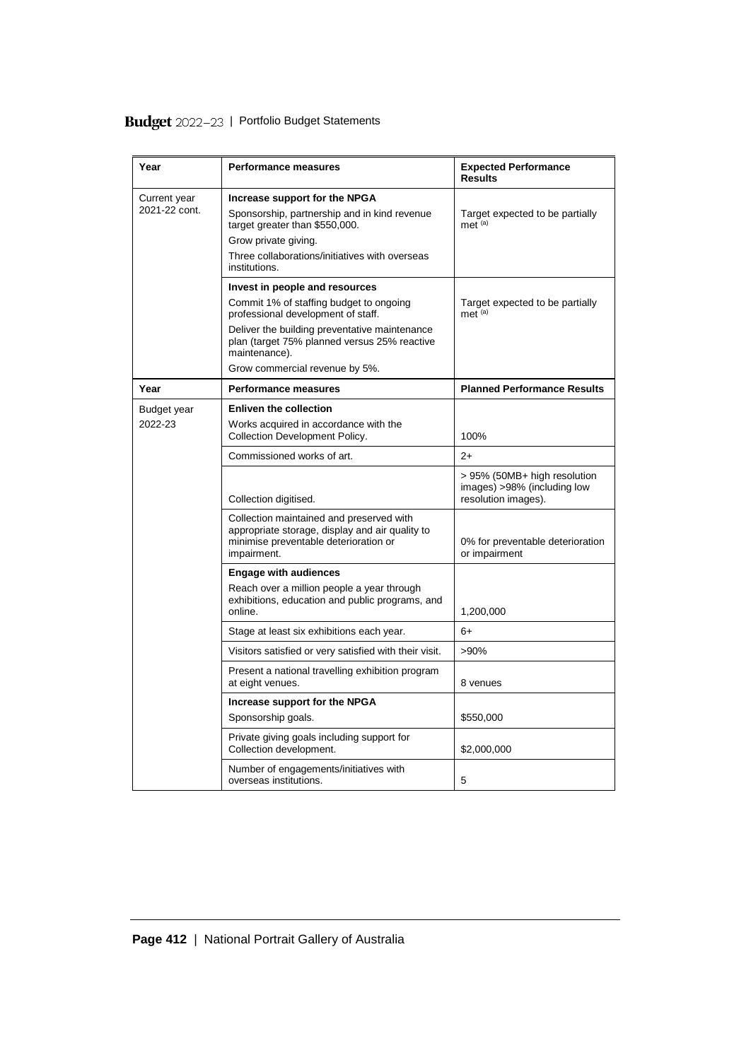| Year | Performance measures | Expected Performance Results |
|---|---|---|
| Current year 2021-22 cont. | **Increase support for the NPGA**<br>Sponsorship, partnership and in kind revenue target greater than $550,000.<br>Grow private giving.<br>Three collaborations/initiatives with overseas institutions. | Target expected to be partially met [(a)] |
| | **Invest in people and resources**<br>Commit 1% of staffing budget to ongoing professional development of staff.<br>Deliver the building preventative maintenance plan (target 75% planned versus 25% reactive maintenance).<br>Grow commercial revenue by 5%. | Target expected to be partially met [(a)] |
| **Year** | **Performance measures** | **Planned Performance Results** |
| Budget year 2022-23 | **Enliven the collection**<br>Works acquired in accordance with the Collection Development Policy. | 100% |
| | Commissioned works of art. | 2+ |
| | Collection digitised. | > 95% (50MB+ high resolution images) >98% (including low resolution images). |
| | Collection maintained and preserved with appropriate storage, display and air quality to minimise preventable deterioration or impairment. | 0% for preventable deterioration or impairment |
| | **Engage with audiences**<br>Reach over a million people a year through exhibitions, education and public programs, and online. | 1,200,000 |
| | Stage at least six exhibitions each year. | 6+ |
| | Visitors satisfied or very satisfied with their visit. | >90% |
| | Present a national travelling exhibition program at eight venues. | 8 venues |
| | **Increase support for the NPGA**<br>Sponsorship goals. | $550,000 |
| | Private giving goals including support for Collection development. | $2,000,000 |
| | Number of engagements/initiatives with overseas institutions. | 5 |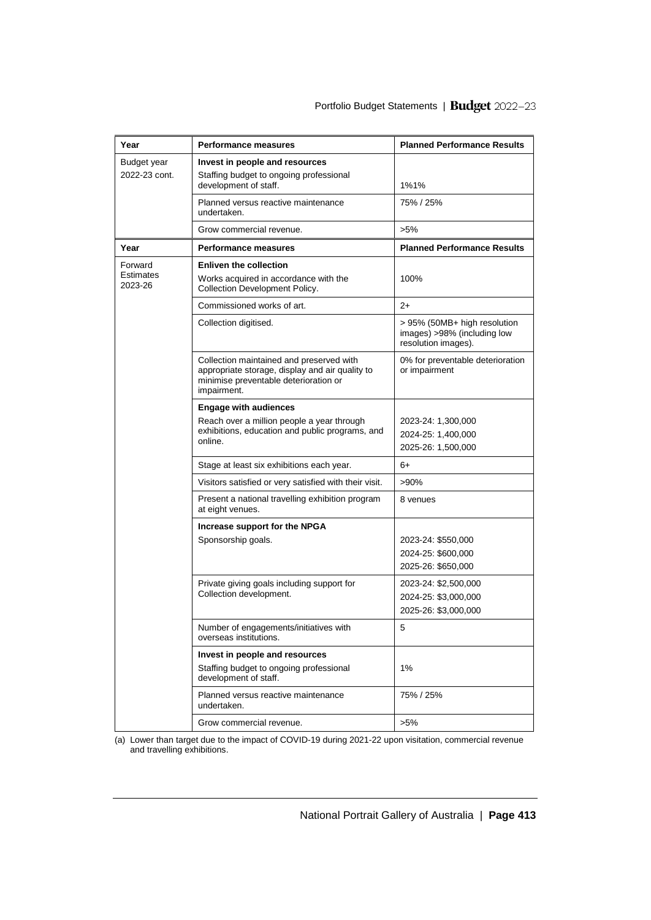| Year | Performance measures | Planned Performance Results |
|---|---|---|
| Budget year 2022-23 cont. | **Invest in people and resources**<br>Staffing budget to ongoing professional development of staff. | 1%1% |
| | Planned versus reactive maintenance undertaken. | 75% / 25% |
| | Grow commercial revenue. | >5% |

| Year | Performance measures | Planned Performance Results |
|---|---|---|
| Forward Estimates 2023-26 | **Enliven the collection**<br>Works acquired in accordance with the Collection Development Policy. | 100% |
| | Commissioned works of art. | 2+ |
| | Collection digitised. | > 95% (50MB+ high resolution images) >98% (including low resolution images). |
| | Collection maintained and preserved with appropriate storage, display and air quality to minimise preventable deterioration or impairment. | 0% for preventable deterioration or impairment |
| | **Engage with audiences**<br>Reach over a million people a year through exhibitions, education and public programs, and online. | 2023-24: 1,300,000<br>2024-25: 1,400,000<br>2025-26: 1,500,000 |
| | Stage at least six exhibitions each year. | 6+ |
| | Visitors satisfied or very satisfied with their visit. | >90% |
| | Present a national travelling exhibition program at eight venues. | 8 venues |
| | **Increase support for the NPGA**<br>Sponsorship goals. | 2023-24: $550,000<br>2024-25: $600,000<br>2025-26: $650,000 |
| | Private giving goals including support for Collection development. | 2023-24: $2,500,000<br>2024-25: $3,000,000<br>2025-26: $3,000,000 |
| | Number of engagements/initiatives with overseas institutions. | 5 |
| | **Invest in people and resources**<br>Staffing budget to ongoing professional development of staff. | 1% |
| | Planned versus reactive maintenance undertaken. | 75% / 25% |
| | Grow commercial revenue. | >5% |

(a) Lower than target due to the impact of COVID-19 during 2021-22 upon visitation, commercial revenue and travelling exhibitions.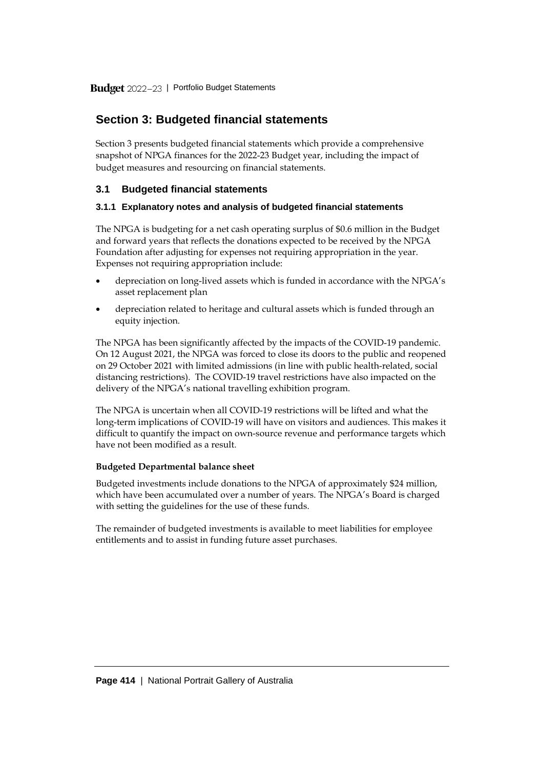# Section 3: Budgeted financial statements

Section 3 presents budgeted financial statements which provide a comprehensive snapshot of NPGA finances for the 2022-23 Budget year, including the impact of budget measures and resourcing on financial statements.

## 3.1 Budgeted financial statements

### 3.1.1 Explanatory notes and analysis of budgeted financial statements

The NPGA is budgeting for a net cash operating surplus of $0.6 million in the Budget and forward years that reflects the donations expected to be received by the NPGA Foundation after adjusting for expenses not requiring appropriation in the year. Expenses not requiring appropriation include:

- depreciation on long-lived assets which is funded in accordance with the NPGA's asset replacement plan
- depreciation related to heritage and cultural assets which is funded through an equity injection.

The NPGA has been significantly affected by the impacts of the COVID-19 pandemic. On 12 August 2021, the NPGA was forced to close its doors to the public and reopened on 29 October 2021 with limited admissions (in line with public health-related, social distancing restrictions). The COVID-19 travel restrictions have also impacted on the delivery of the NPGA's national travelling exhibition program.

The NPGA is uncertain when all COVID-19 restrictions will be lifted and what the long-term implications of COVID-19 will have on visitors and audiences. This makes it difficult to quantify the impact on own-source revenue and performance targets which have not been modified as a result.

**Budgeted Departmental balance sheet**

Budgeted investments include donations to the NPGA of approximately $24 million, which have been accumulated over a number of years. The NPGA's Board is charged with setting the guidelines for the use of these funds.

The remainder of budgeted investments is available to meet liabilities for employee entitlements and to assist in funding future asset purchases.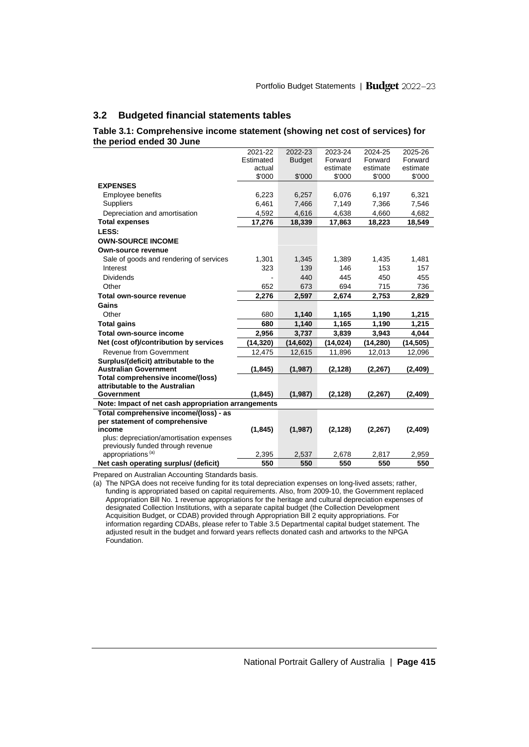## 3.2 Budgeted financial statements tables

**Table 3.1: Comprehensive income statement (showing net cost of services) for the period ended 30 June**

| | 2021-22 Estimated actual $'000 | 2022-23 Budget $'000 | 2023-24 Forward estimate $'000 | 2024-25 Forward estimate $'000 | 2025-26 Forward estimate $'000 |
|---|---|---|---|---|---|
| **EXPENSES** | | | | | |
| Employee benefits | 6,223 | 6,257 | 6,076 | 6,197 | 6,321 |
| Suppliers | 6,461 | 7,466 | 7,149 | 7,366 | 7,546 |
| Depreciation and amortisation | 4,592 | 4,616 | 4,638 | 4,660 | 4,682 |
| **Total expenses** | **17,276** | **18,339** | **17,863** | **18,223** | **18,549** |
| **LESS:** | | | | | |
| **OWN-SOURCE INCOME** | | | | | |
| **Own-source revenue** | | | | | |
| Sale of goods and rendering of services | 1,301 | 1,345 | 1,389 | 1,435 | 1,481 |
| Interest | 323 | 139 | 146 | 153 | 157 |
| Dividends | - | 440 | 445 | 450 | 455 |
| Other | 652 | 673 | 694 | 715 | 736 |
| **Total own-source revenue** | **2,276** | **2,597** | **2,674** | **2,753** | **2,829** |
| **Gains** | | | | | |
| Other | 680 | **1,140** | **1,165** | **1,190** | **1,215** |
| **Total gains** | **680** | **1,140** | **1,165** | **1,190** | **1,215** |
| **Total own-source income** | **2,956** | **3,737** | **3,839** | **3,943** | **4,044** |
| **Net (cost of)/contribution by services** | **(14,320)** | **(14,602)** | **(14,024)** | **(14,280)** | **(14,505)** |
| Revenue from Government | 12,475 | 12,615 | 11,896 | 12,013 | 12,096 |
| **Surplus/(deficit) attributable to the Australian Government** | **(1,845)** | **(1,987)** | **(2,128)** | **(2,267)** | **(2,409)** |
| **Total comprehensive income/(loss) attributable to the Australian Government** | **(1,845)** | **(1,987)** | **(2,128)** | **(2,267)** | **(2,409)** |
| **Note: Impact of net cash appropriation arrangements** | | | | | |
| **Total comprehensive income/(loss) - as per statement of comprehensive income** | **(1,845)** | **(1,987)** | **(2,128)** | **(2,267)** | **(2,409)** |
| plus: depreciation/amortisation expenses previously funded through revenue appropriations [(a)] | 2,395 | 2,537 | 2,678 | 2,817 | 2,959 |
| **Net cash operating surplus/ (deficit)** | **550** | **550** | **550** | **550** | **550** |

Prepared on Australian Accounting Standards basis.

(a) The NPGA does not receive funding for its total depreciation expenses on long-lived assets; rather, funding is appropriated based on capital requirements. Also, from 2009-10, the Government replaced Appropriation Bill No. 1 revenue appropriations for the heritage and cultural depreciation expenses of designated Collection Institutions, with a separate capital budget (the Collection Development Acquisition Budget, or CDAB) provided through Appropriation Bill 2 equity appropriations. For information regarding CDABs, please refer to Table 3.5 Departmental capital budget statement. The adjusted result in the budget and forward years reflects donated cash and artworks to the NPGA Foundation.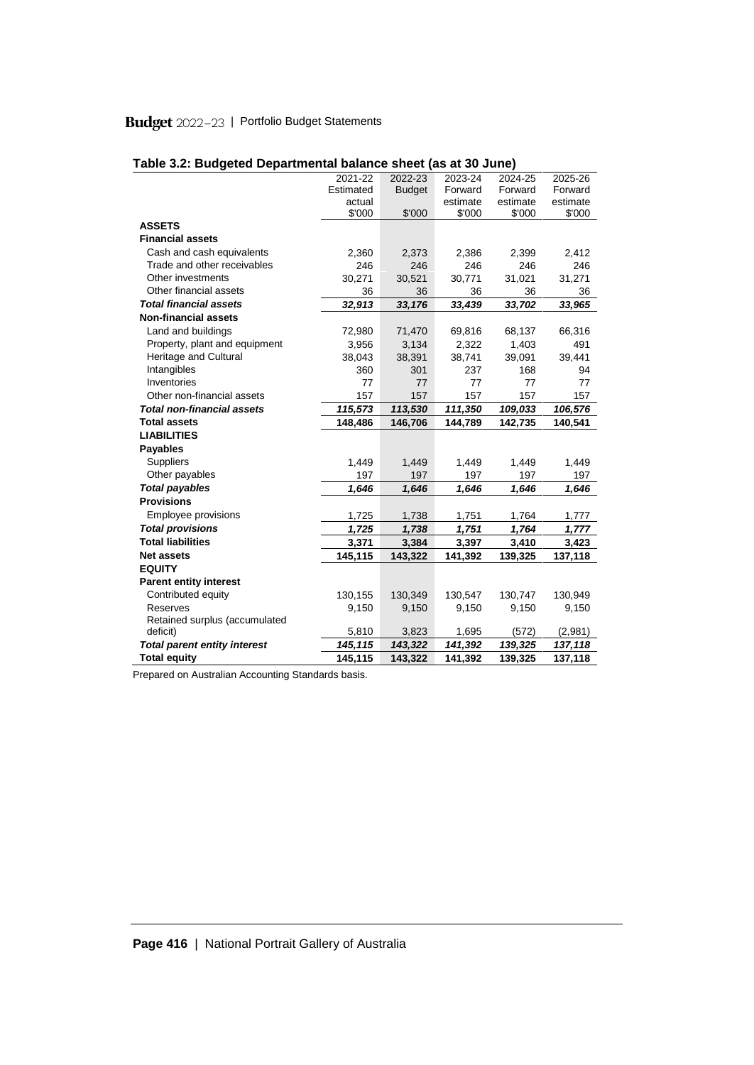## Table 3.2: Budgeted Departmental balance sheet (as at 30 June)

| | 2021-22 Estimated actual $'000 | 2022-23 Budget $'000 | 2023-24 Forward estimate $'000 | 2024-25 Forward estimate $'000 | 2025-26 Forward estimate $'000 |
|---|---|---|---|---|---|
| **ASSETS** | | | | | |
| **Financial assets** | | | | | |
| Cash and cash equivalents | 2,360 | 2,373 | 2,386 | 2,399 | 2,412 |
| Trade and other receivables | 246 | 246 | 246 | 246 | 246 |
| Other investments | 30,271 | 30,521 | 30,771 | 31,021 | 31,271 |
| Other financial assets | 36 | 36 | 36 | 36 | 36 |
| ***Total financial assets*** | ***32,913*** | ***33,176*** | ***33,439*** | ***33,702*** | ***33,965*** |
| **Non-financial assets** | | | | | |
| Land and buildings | 72,980 | 71,470 | 69,816 | 68,137 | 66,316 |
| Property, plant and equipment | 3,956 | 3,134 | 2,322 | 1,403 | 491 |
| Heritage and Cultural | 38,043 | 38,391 | 38,741 | 39,091 | 39,441 |
| Intangibles | 360 | 301 | 237 | 168 | 94 |
| Inventories | 77 | 77 | 77 | 77 | 77 |
| Other non-financial assets | 157 | 157 | 157 | 157 | 157 |
| ***Total non-financial assets*** | ***115,573*** | ***113,530*** | ***111,350*** | ***109,033*** | ***106,576*** |
| **Total assets** | **148,486** | **146,706** | **144,789** | **142,735** | **140,541** |
| **LIABILITIES** | | | | | |
| **Payables** | | | | | |
| Suppliers | 1,449 | 1,449 | 1,449 | 1,449 | 1,449 |
| Other payables | 197 | 197 | 197 | 197 | 197 |
| ***Total payables*** | ***1,646*** | ***1,646*** | ***1,646*** | ***1,646*** | ***1,646*** |
| **Provisions** | | | | | |
| Employee provisions | 1,725 | 1,738 | 1,751 | 1,764 | 1,777 |
| ***Total provisions*** | ***1,725*** | ***1,738*** | ***1,751*** | ***1,764*** | ***1,777*** |
| **Total liabilities** | **3,371** | **3,384** | **3,397** | **3,410** | **3,423** |
| **Net assets** | **145,115** | **143,322** | **141,392** | **139,325** | **137,118** |
| **EQUITY** | | | | | |
| **Parent entity interest** | | | | | |
| Contributed equity | 130,155 | 130,349 | 130,547 | 130,747 | 130,949 |
| Reserves | 9,150 | 9,150 | 9,150 | 9,150 | 9,150 |
| Retained surplus (accumulated deficit) | 5,810 | 3,823 | 1,695 | (572) | (2,981) |
| ***Total parent entity interest*** | ***145,115*** | ***143,322*** | ***141,392*** | ***139,325*** | ***137,118*** |
| **Total equity** | **145,115** | **143,322** | **141,392** | **139,325** | **137,118** |

Prepared on Australian Accounting Standards basis.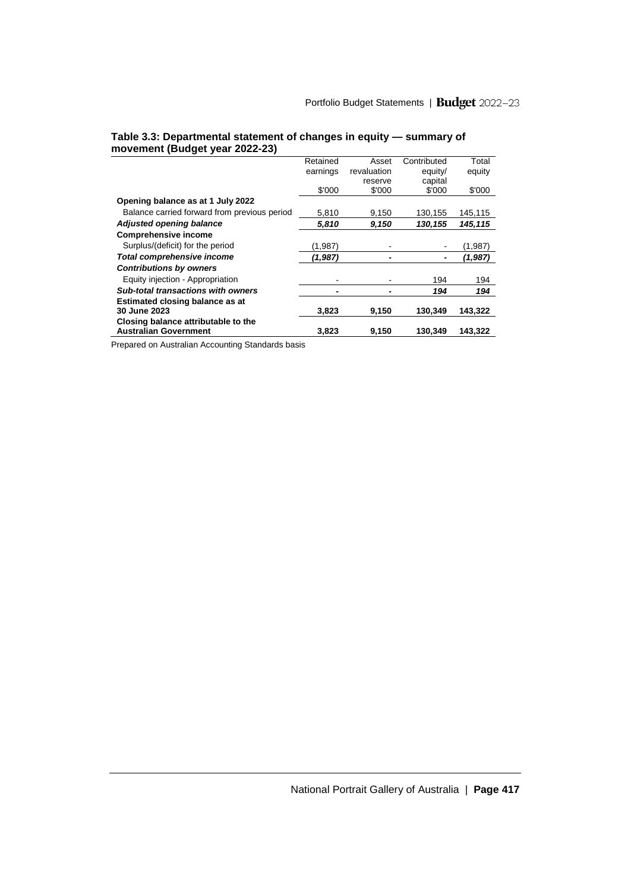**Table 3.3: Departmental statement of changes in equity — summary of movement (Budget year 2022-23)**

| | Retained earnings | Asset revaluation reserve | Contributed equity/ capital | Total equity |
|---|---|---|---|---|
| | $'000 | $'000 | $'000 | $'000 |
| **Opening balance as at 1 July 2022** | | | | |
| Balance carried forward from previous period | 5,810 | 9,150 | 130,155 | 145,115 |
| ***Adjusted opening balance*** | ***5,810*** | ***9,150*** | ***130,155*** | ***145,115*** |
| **Comprehensive income** | | | | |
| Surplus/(deficit) for the period | (1,987) | - | - | (1,987) |
| ***Total comprehensive income*** | ***(1,987)*** | ***-*** | ***-*** | ***(1,987)*** |
| ***Contributions by owners*** | | | | |
| Equity injection - Appropriation | - | - | 194 | 194 |
| ***Sub-total transactions with owners*** | ***-*** | ***-*** | ***194*** | ***194*** |
| **Estimated closing balance as at 30 June 2023** | **3,823** | **9,150** | **130,349** | **143,322** |
| **Closing balance attributable to the Australian Government** | **3,823** | **9,150** | **130,349** | **143,322** |

Prepared on Australian Accounting Standards basis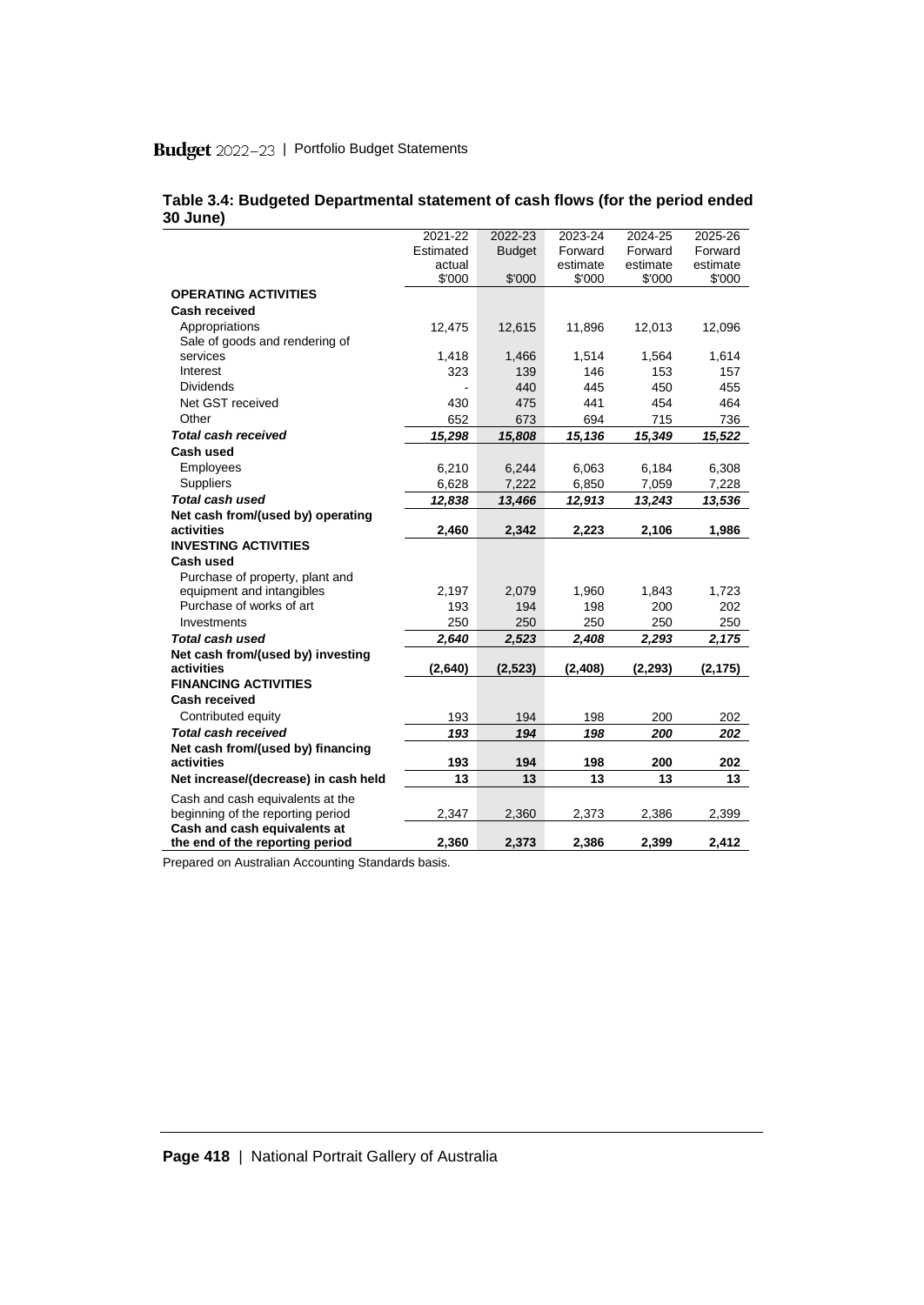**Table 3.4: Budgeted Departmental statement of cash flows (for the period ended 30 June)**

| | 2021-22 Estimated actual $'000 | 2022-23 Budget $'000 | 2023-24 Forward estimate $'000 | 2024-25 Forward estimate $'000 | 2025-26 Forward estimate $'000 |
|---|---|---|---|---|---|
| **OPERATING ACTIVITIES** | | | | | |
| **Cash received** | | | | | |
| Appropriations | 12,475 | 12,615 | 11,896 | 12,013 | 12,096 |
| Sale of goods and rendering of services | 1,418 | 1,466 | 1,514 | 1,564 | 1,614 |
| Interest | 323 | 139 | 146 | 153 | 157 |
| Dividends | - | 440 | 445 | 450 | 455 |
| Net GST received | 430 | 475 | 441 | 454 | 464 |
| Other | 652 | 673 | 694 | 715 | 736 |
| ***Total cash received*** | ***15,298*** | ***15,808*** | ***15,136*** | ***15,349*** | ***15,522*** |
| **Cash used** | | | | | |
| Employees | 6,210 | 6,244 | 6,063 | 6,184 | 6,308 |
| Suppliers | 6,628 | 7,222 | 6,850 | 7,059 | 7,228 |
| ***Total cash used*** | ***12,838*** | ***13,466*** | ***12,913*** | ***13,243*** | ***13,536*** |
| **Net cash from/(used by) operating activities** | **2,460** | **2,342** | **2,223** | **2,106** | **1,986** |
| **INVESTING ACTIVITIES** | | | | | |
| **Cash used** | | | | | |
| Purchase of property, plant and equipment and intangibles | 2,197 | 2,079 | 1,960 | 1,843 | 1,723 |
| Purchase of works of art | 193 | 194 | 198 | 200 | 202 |
| Investments | 250 | 250 | 250 | 250 | 250 |
| ***Total cash used*** | ***2,640*** | ***2,523*** | ***2,408*** | ***2,293*** | ***2,175*** |
| **Net cash from/(used by) investing activities** | **(2,640)** | **(2,523)** | **(2,408)** | **(2,293)** | **(2,175)** |
| **FINANCING ACTIVITIES** | | | | | |
| **Cash received** | | | | | |
| Contributed equity | 193 | 194 | 198 | 200 | 202 |
| ***Total cash received*** | ***193*** | ***194*** | ***198*** | ***200*** | ***202*** |
| **Net cash from/(used by) financing activities** | **193** | **194** | **198** | **200** | **202** |
| **Net increase/(decrease) in cash held** | **13** | **13** | **13** | **13** | **13** |
| Cash and cash equivalents at the beginning of the reporting period | 2,347 | 2,360 | 2,373 | 2,386 | 2,399 |
| **Cash and cash equivalents at the end of the reporting period** | **2,360** | **2,373** | **2,386** | **2,399** | **2,412** |

Prepared on Australian Accounting Standards basis.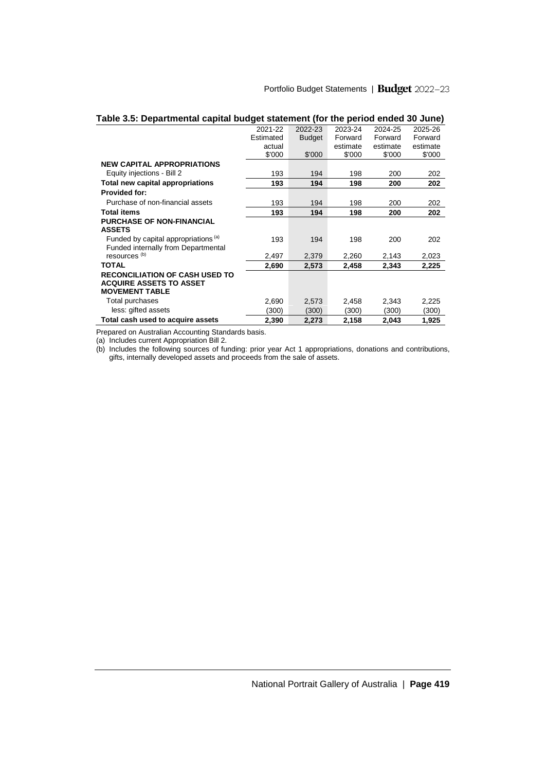**Table 3.5: Departmental capital budget statement (for the period ended 30 June)**

| | 2021-22 Estimated actual $'000 | 2022-23 Budget $'000 | 2023-24 Forward estimate $'000 | 2024-25 Forward estimate $'000 | 2025-26 Forward estimate $'000 |
|---|---|---|---|---|---|
| **NEW CAPITAL APPROPRIATIONS** | | | | | |
| Equity injections - Bill 2 | 193 | 194 | 198 | 200 | 202 |
| **Total new capital appropriations** | **193** | **194** | **198** | **200** | **202** |
| **Provided for:** | | | | | |
| Purchase of non-financial assets | 193 | 194 | 198 | 200 | 202 |
| **Total items** | **193** | **194** | **198** | **200** | **202** |
| **PURCHASE OF NON-FINANCIAL ASSETS** | | | | | |
| Funded by capital appropriations [(a)] | 193 | 194 | 198 | 200 | 202 |
| Funded internally from Departmental resources [(b)] | 2,497 | 2,379 | 2,260 | 2,143 | 2,023 |
| **TOTAL** | **2,690** | **2,573** | **2,458** | **2,343** | **2,225** |
| **RECONCILIATION OF CASH USED TO ACQUIRE ASSETS TO ASSET MOVEMENT TABLE** | | | | | |
| Total purchases | 2,690 | 2,573 | 2,458 | 2,343 | 2,225 |
| less: gifted assets | (300) | (300) | (300) | (300) | (300) |
| **Total cash used to acquire assets** | **2,390** | **2,273** | **2,158** | **2,043** | **1,925** |

Prepared on Australian Accounting Standards basis.

(a) Includes current Appropriation Bill 2.

(b) Includes the following sources of funding: prior year Act 1 appropriations, donations and contributions, gifts, internally developed assets and proceeds from the sale of assets.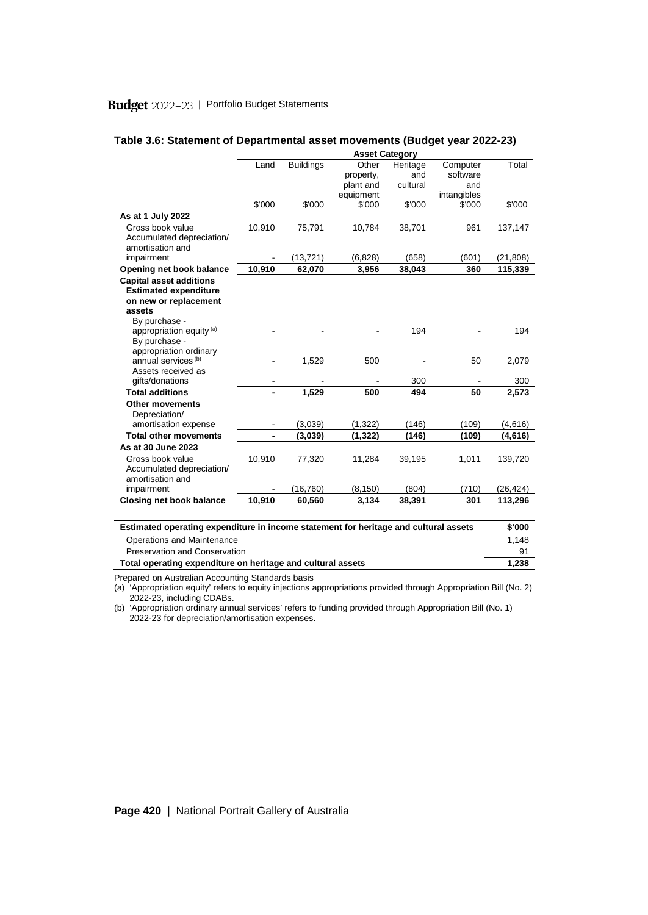## Table 3.6: Statement of Departmental asset movements (Budget year 2022-23)

| | Asset Category | | | | | |
|---|---|---|---|---|---|---|
| | Land | Buildings | Other property, plant and equipment | Heritage and cultural | Computer software and intangibles | Total |
| | $'000 | $'000 | $'000 | $'000 | $'000 | $'000 |
| **As at 1 July 2022** | | | | | | |
| Gross book value | 10,910 | 75,791 | 10,784 | 38,701 | 961 | 137,147 |
| Accumulated depreciation/ amortisation and impairment | - | (13,721) | (6,828) | (658) | (601) | (21,808) |
| **Opening net book balance** | **10,910** | **62,070** | **3,956** | **38,043** | **360** | **115,339** |
| **Capital asset additions** | | | | | | |
| **Estimated expenditure on new or replacement assets** | | | | | | |
| By purchase - appropriation equity [(a)] | - | - | - | 194 | - | 194 |
| By purchase - appropriation ordinary annual services [(b)] | - | 1,529 | 500 | - | 50 | 2,079 |
| Assets received as gifts/donations | - | - | - | 300 | - | 300 |
| **Total additions** | **-** | **1,529** | **500** | **494** | **50** | **2,573** |
| **Other movements** | | | | | | |
| Depreciation/ amortisation expense | - | (3,039) | (1,322) | (146) | (109) | (4,616) |
| **Total other movements** | **-** | **(3,039)** | **(1,322)** | **(146)** | **(109)** | **(4,616)** |
| **As at 30 June 2023** | | | | | | |
| Gross book value | 10,910 | 77,320 | 11,284 | 39,195 | 1,011 | 139,720 |
| Accumulated depreciation/ amortisation and impairment | - | (16,760) | (8,150) | (804) | (710) | (26,424) |
| **Closing net book balance** | **10,910** | **60,560** | **3,134** | **38,391** | **301** | **113,296** |

| Estimated operating expenditure in income statement for heritage and cultural assets | $'000 |
|---|---|
| Operations and Maintenance | 1,148 |
| Preservation and Conservation | 91 |
| **Total operating expenditure on heritage and cultural assets** | **1,238** |

Prepared on Australian Accounting Standards basis

(a) 'Appropriation equity' refers to equity injections appropriations provided through Appropriation Bill (No. 2) 2022-23, including CDABs.

(b) 'Appropriation ordinary annual services' refers to funding provided through Appropriation Bill (No. 1) 2022-23 for depreciation/amortisation expenses.